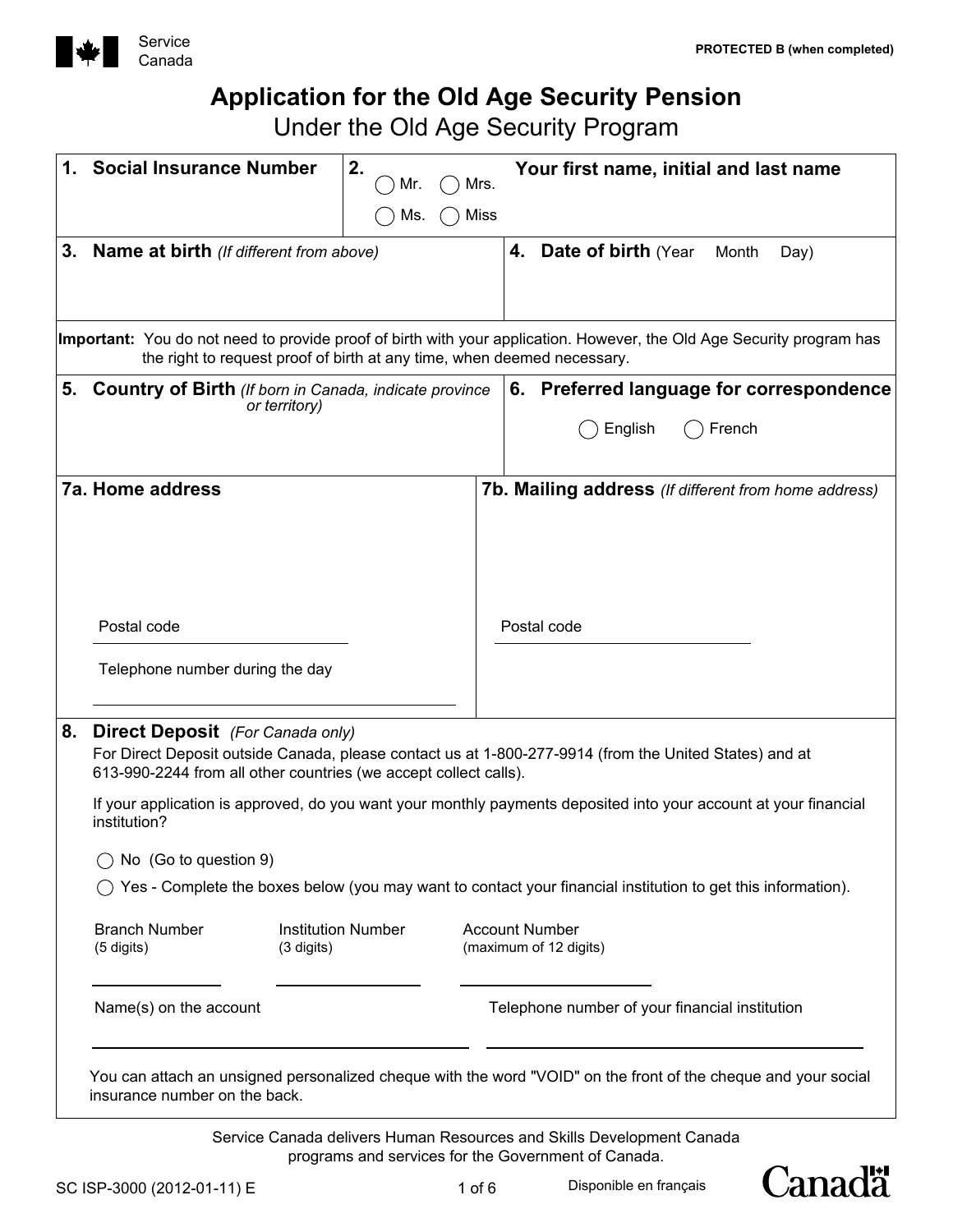Service Canada

PROTECTED B (when completed)

# Application for the Old Age Security Pension

## Under the Old Age Security Program

**1. Social Insurance Number**

**2.** ◯ Mr. ◯ Mrs. ◯ Ms. ◯ Miss

**Your first name, initial and last name**

**3. Name at birth** *(If different from above)*

**4. Date of birth** (Year Month Day)

**Important:** You do not need to provide proof of birth with your application. However, the Old Age Security program has the right to request proof of birth at any time, when deemed necessary.

**5. Country of Birth** *(If born in Canada, indicate province or territory)*

**6. Preferred language for correspondence**

◯ English ◯ French

**7a. Home address**

Postal code

Telephone number during the day

**7b. Mailing address** *(If different from home address)*

Postal code

**8. Direct Deposit** *(For Canada only)*

For Direct Deposit outside Canada, please contact us at 1-800-277-9914 (from the United States) and at 613-990-2244 from all other countries (we accept collect calls).

If your application is approved, do you want your monthly payments deposited into your account at your financial institution?

◯ No (Go to question 9)

◯ Yes - Complete the boxes below (you may want to contact your financial institution to get this information).

Branch Number (5 digits)

Institution Number (3 digits)

Account Number (maximum of 12 digits)

Name(s) on the account

Telephone number of your financial institution

You can attach an unsigned personalized cheque with the word "VOID" on the front of the cheque and your social insurance number on the back.

Service Canada delivers Human Resources and Skills Development Canada programs and services for the Government of Canada.

SC ISP-3000 (2012-01-11) E

Disponible en français

Canada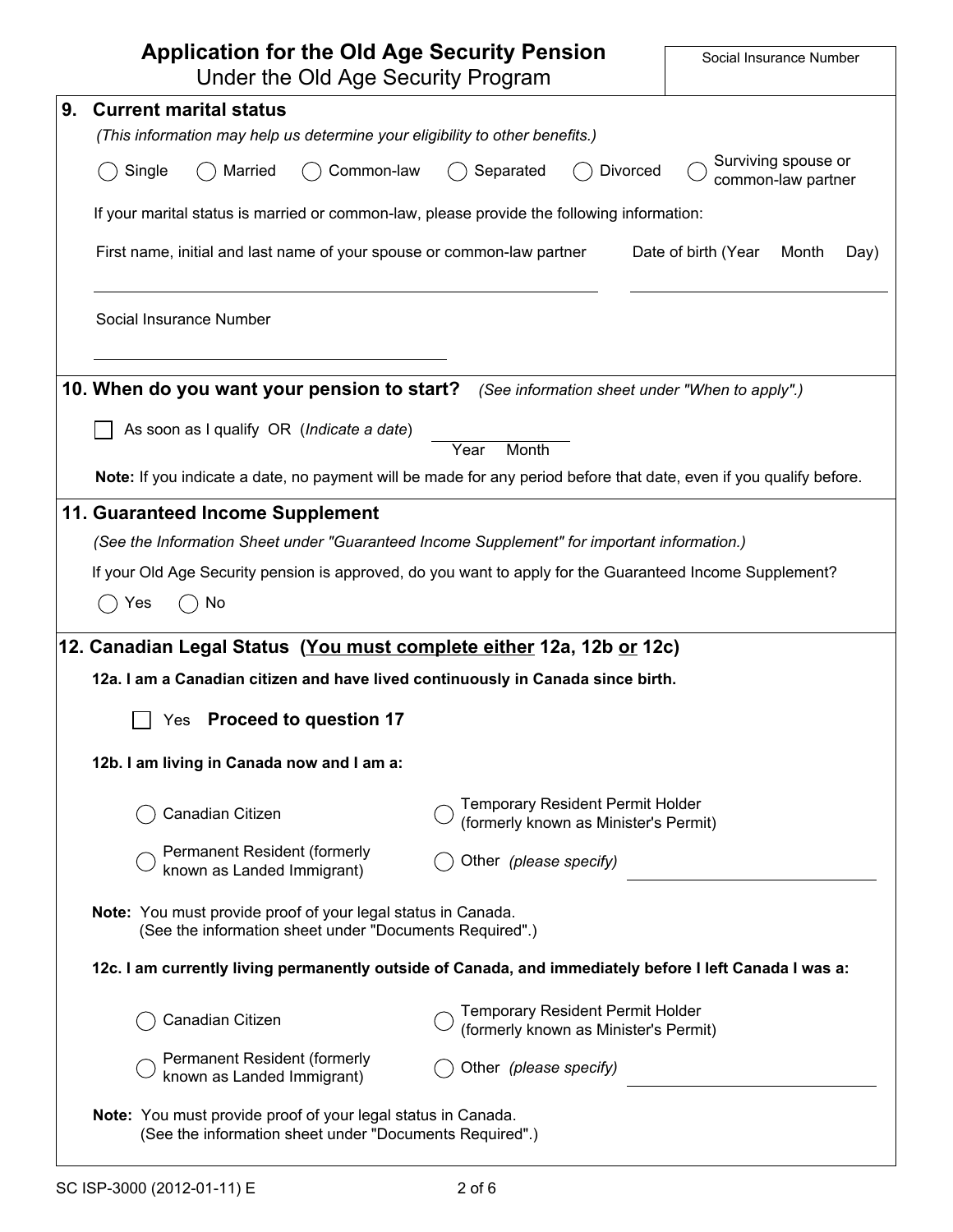# Application for the Old Age Security Pension
Under the Old Age Security Program

Social Insurance Number

## 9. Current marital status

*(This information may help us determine your eligibility to other benefits.)*

◯ Single ◯ Married ◯ Common-law ◯ Separated ◯ Divorced ◯ Surviving spouse or common-law partner

If your marital status is married or common-law, please provide the following information:

First name, initial and last name of your spouse or common-law partner ____________________

Date of birth (Year Month Day) ____________________

Social Insurance Number ____________________

## 10. When do you want your pension to start? *(See information sheet under "When to apply".)*

☐ As soon as I qualify OR (*Indicate a date*) ____________ Year Month

**Note:** If you indicate a date, no payment will be made for any period before that date, even if you qualify before.

## 11. Guaranteed Income Supplement

*(See the Information Sheet under "Guaranteed Income Supplement" for important information.)*

If your Old Age Security pension is approved, do you want to apply for the Guaranteed Income Supplement?

◯ Yes ◯ No

## 12. Canadian Legal Status (You must complete either 12a, 12b or 12c)

**12a. I am a Canadian citizen and have lived continuously in Canada since birth.**

☐ Yes **Proceed to question 17**

**12b. I am living in Canada now and I am a:**

◯ Canadian Citizen

◯ Temporary Resident Permit Holder (formerly known as Minister's Permit)

◯ Permanent Resident (formerly known as Landed Immigrant)

◯ Other *(please specify)* ____________________

**Note:** You must provide proof of your legal status in Canada. (See the information sheet under "Documents Required".)

**12c. I am currently living permanently outside of Canada, and immediately before I left Canada I was a:**

◯ Canadian Citizen

◯ Temporary Resident Permit Holder (formerly known as Minister's Permit)

◯ Permanent Resident (formerly known as Landed Immigrant)

◯ Other *(please specify)* ____________________

**Note:** You must provide proof of your legal status in Canada. (See the information sheet under "Documents Required".)

SC ISP-3000 (2012-01-11) E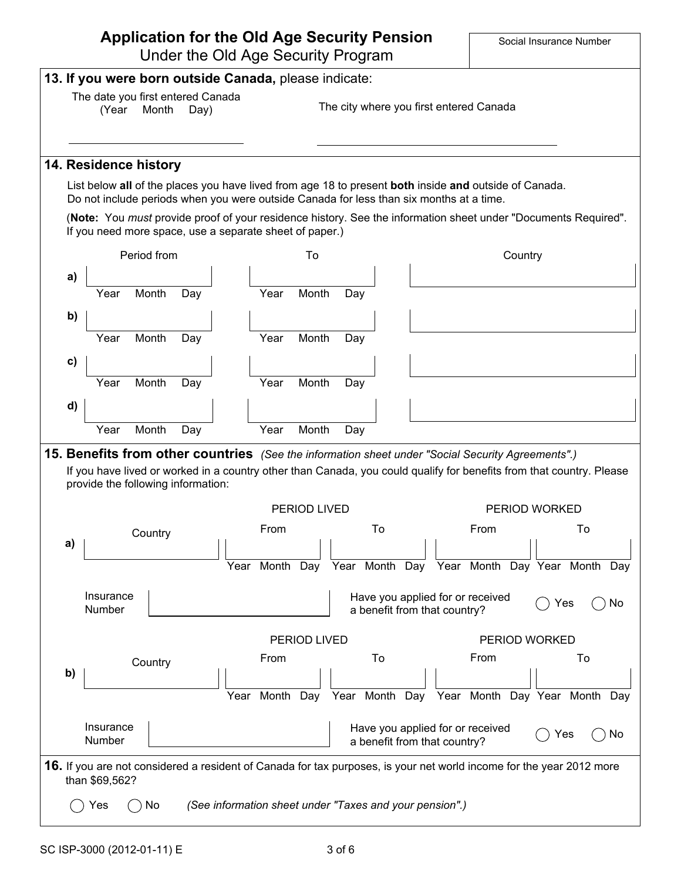# Application for the Old Age Security Pension

Under the Old Age Security Program

Social Insurance Number

## 13. If you were born outside Canada, please indicate:

The date you first entered Canada (Year Month Day) \_\_\_\_\_\_\_\_\_\_\_\_\_\_\_\_\_\_\_\_

The city where you first entered Canada \_\_\_\_\_\_\_\_\_\_\_\_\_\_\_\_\_\_\_\_

## 14. Residence history

List below **all** of the places you have lived from age 18 to present **both** inside **and** outside of Canada. Do not include periods when you were outside Canada for less than six months at a time.

(**Note:** You *must* provide proof of your residence history. See the information sheet under "Documents Required". If you need more space, use a separate sheet of paper.)

| | Period from (Year Month Day) | To (Year Month Day) | Country |
|---|---|---|---|
| a) | | | |
| b) | | | |
| c) | | | |
| d) | | | |

## 15. Benefits from other countries *(See the information sheet under "Social Security Agreements".)*

If you have lived or worked in a country other than Canada, you could qualify for benefits from that country. Please provide the following information:

| | Country | PERIOD LIVED From (Year Month Day) | PERIOD LIVED To (Year Month Day) | PERIOD WORKED From (Year Month Day) | PERIOD WORKED To (Year Month Day) |
|---|---|---|---|---|---|
| a) | | | | | |

Insurance Number \_\_\_\_\_\_\_\_\_\_\_\_\_\_\_\_\_\_\_\_

Have you applied for or received a benefit from that country? ◯ Yes ◯ No

| | Country | PERIOD LIVED From (Year Month Day) | PERIOD LIVED To (Year Month Day) | PERIOD WORKED From (Year Month Day) | PERIOD WORKED To (Year Month Day) |
|---|---|---|---|---|---|
| b) | | | | | |

Insurance Number \_\_\_\_\_\_\_\_\_\_\_\_\_\_\_\_\_\_\_\_

Have you applied for or received a benefit from that country? ◯ Yes ◯ No

## 16. If you are not considered a resident of Canada for tax purposes, is your net world income for the year 2012 more than $69,562?

◯ Yes ◯ No *(See information sheet under "Taxes and your pension".)*

SC ISP-3000 (2012-01-11) E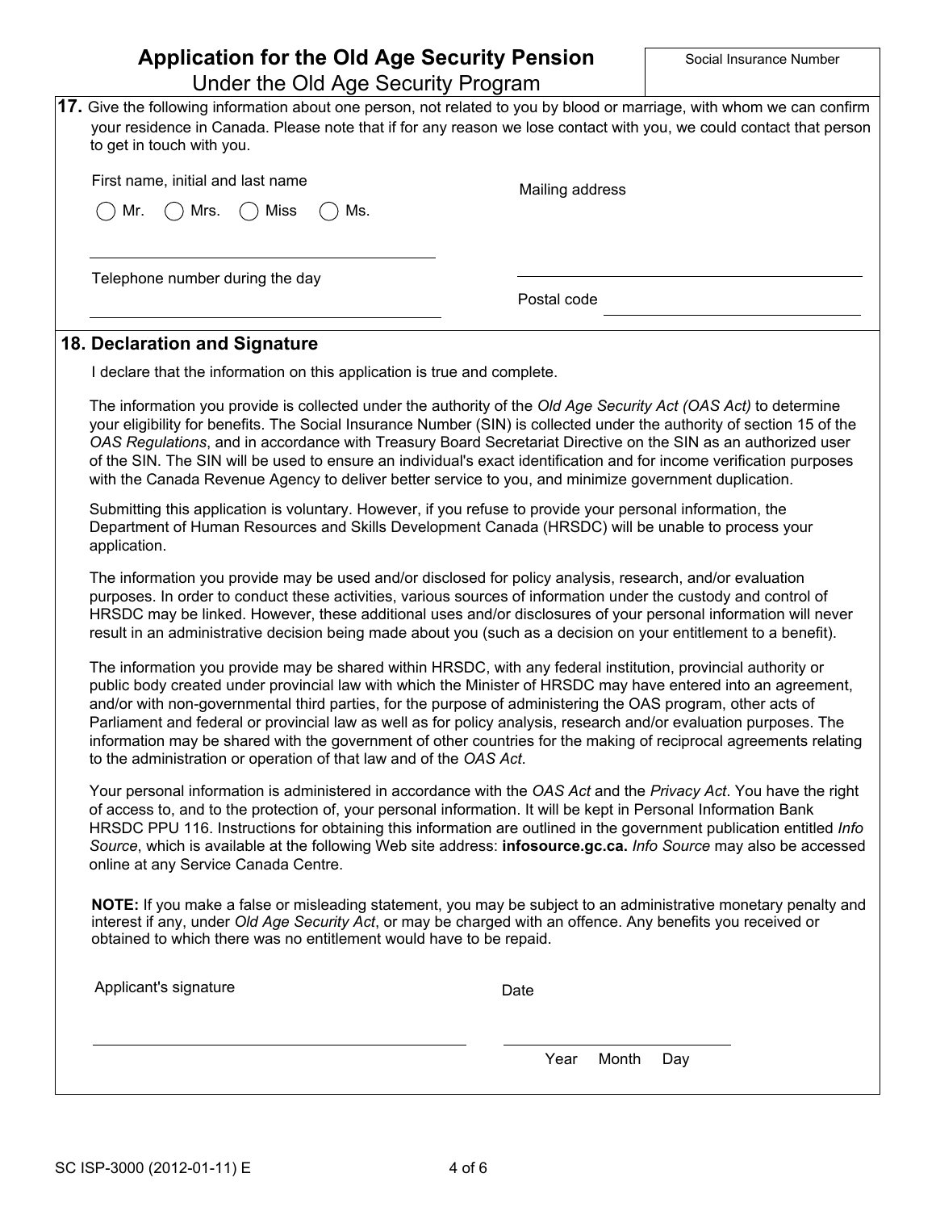# Application for the Old Age Security Pension

Under the Old Age Security Program

Social Insurance Number

**17.** Give the following information about one person, not related to you by blood or marriage, with whom we can confirm your residence in Canada. Please note that if for any reason we lose contact with you, we could contact that person to get in touch with you.

First name, initial and last name

◯ Mr. ◯ Mrs. ◯ Miss ◯ Ms.

Mailing address

Telephone number during the day

Postal code

## 18. Declaration and Signature

I declare that the information on this application is true and complete.

The information you provide is collected under the authority of the *Old Age Security Act (OAS Act)* to determine your eligibility for benefits. The Social Insurance Number (SIN) is collected under the authority of section 15 of the *OAS Regulations*, and in accordance with Treasury Board Secretariat Directive on the SIN as an authorized user of the SIN. The SIN will be used to ensure an individual's exact identification and for income verification purposes with the Canada Revenue Agency to deliver better service to you, and minimize government duplication.

Submitting this application is voluntary. However, if you refuse to provide your personal information, the Department of Human Resources and Skills Development Canada (HRSDC) will be unable to process your application.

The information you provide may be used and/or disclosed for policy analysis, research, and/or evaluation purposes. In order to conduct these activities, various sources of information under the custody and control of HRSDC may be linked. However, these additional uses and/or disclosures of your personal information will never result in an administrative decision being made about you (such as a decision on your entitlement to a benefit).

The information you provide may be shared within HRSDC, with any federal institution, provincial authority or public body created under provincial law with which the Minister of HRSDC may have entered into an agreement, and/or with non-governmental third parties, for the purpose of administering the OAS program, other acts of Parliament and federal or provincial law as well as for policy analysis, research and/or evaluation purposes. The information may be shared with the government of other countries for the making of reciprocal agreements relating to the administration or operation of that law and of the *OAS Act*.

Your personal information is administered in accordance with the *OAS Act* and the *Privacy Act*. You have the right of access to, and to the protection of, your personal information. It will be kept in Personal Information Bank HRSDC PPU 116. Instructions for obtaining this information are outlined in the government publication entitled *Info Source*, which is available at the following Web site address: **infosource.gc.ca.** *Info Source* may also be accessed online at any Service Canada Centre.

**NOTE:** If you make a false or misleading statement, you may be subject to an administrative monetary penalty and interest if any, under *Old Age Security Act*, or may be charged with an offence. Any benefits you received or obtained to which there was no entitlement would have to be repaid.

Applicant's signature

Date

Year Month Day

SC ISP-3000 (2012-01-11) E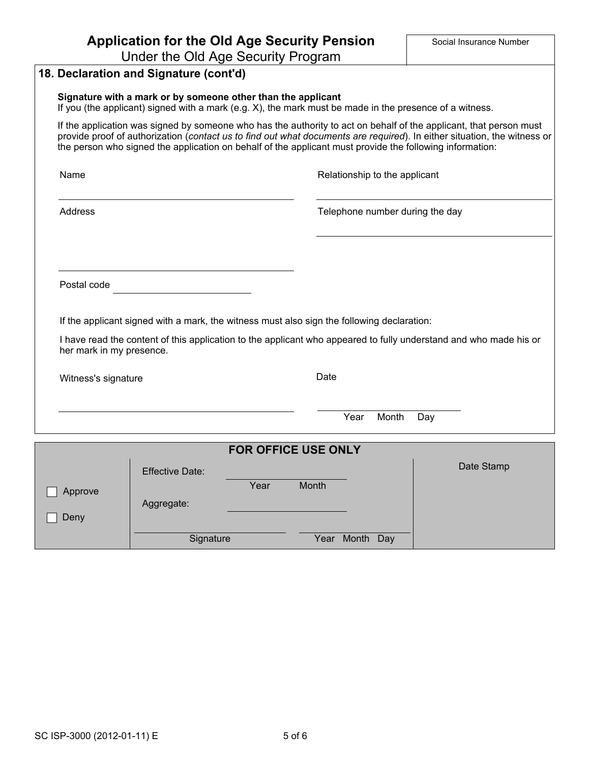# Application for the Old Age Security Pension

Under the Old Age Security Program

Social Insurance Number

## 18. Declaration and Signature (cont'd)

**Signature with a mark or by someone other than the applicant**

If you (the applicant) signed with a mark (e.g. X), the mark must be made in the presence of a witness.

If the application was signed by someone who has the authority to act on behalf of the applicant, that person must provide proof of authorization (*contact us to find out what documents are required*). In either situation, the witness or the person who signed the application on behalf of the applicant must provide the following information:

Name ______________________________

Relationship to the applicant ______________________________

Address ______________________________

Telephone number during the day ______________________________

Postal code ______________________________

If the applicant signed with a mark, the witness must also sign the following declaration:

I have read the content of this application to the applicant who appeared to fully understand and who made his or her mark in my presence.

Witness's signature ______________________________

Date ______________________________ (Year Month Day)

### FOR OFFICE USE ONLY

☐ Approve

☐ Deny

Effective Date: ______________________________ (Year Month)

Aggregate: ______________________________

______________________________ Signature

______________________________ Year Month Day

Date Stamp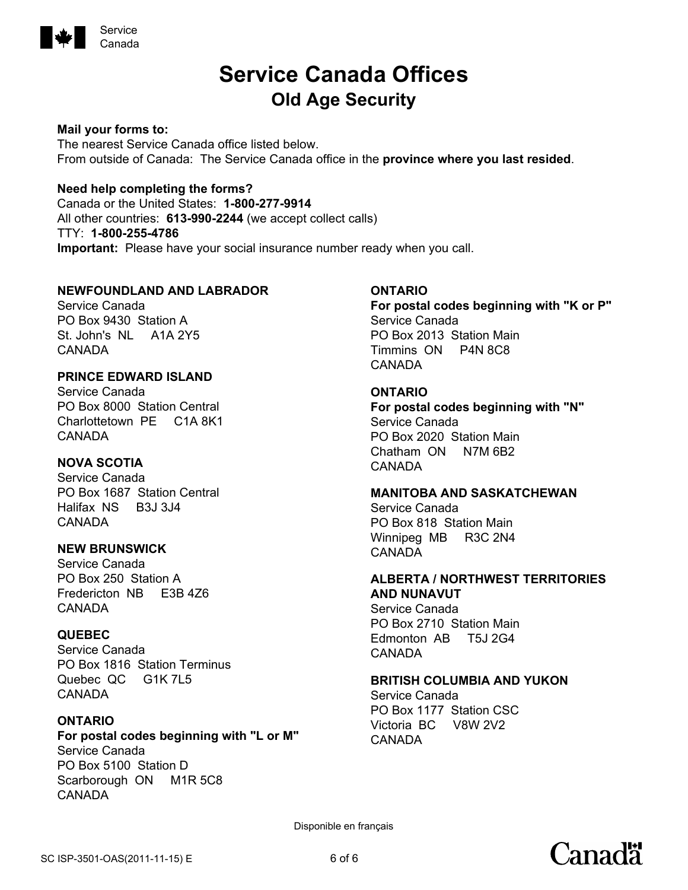# Service Canada Offices

## Old Age Security

**Mail your forms to:**
The nearest Service Canada office listed below.
From outside of Canada: The Service Canada office in the **province where you last resided**.

**Need help completing the forms?**
Canada or the United States: **1-800-277-9914**
All other countries: **613-990-2244** (we accept collect calls)
TTY: **1-800-255-4786**
**Important:** Please have your social insurance number ready when you call.

**NEWFOUNDLAND AND LABRADOR**
Service Canada
PO Box 9430 Station A
St. John's NL A1A 2Y5
CANADA

**PRINCE EDWARD ISLAND**
Service Canada
PO Box 8000 Station Central
Charlottetown PE C1A 8K1
CANADA

**NOVA SCOTIA**
Service Canada
PO Box 1687 Station Central
Halifax NS B3J 3J4
CANADA

**NEW BRUNSWICK**
Service Canada
PO Box 250 Station A
Fredericton NB E3B 4Z6
CANADA

**QUEBEC**
Service Canada
PO Box 1816 Station Terminus
Quebec QC G1K 7L5
CANADA

**ONTARIO**
**For postal codes beginning with "L or M"**
Service Canada
PO Box 5100 Station D
Scarborough ON M1R 5C8
CANADA

**ONTARIO**
**For postal codes beginning with "K or P"**
Service Canada
PO Box 2013 Station Main
Timmins ON P4N 8C8
CANADA

**ONTARIO**
**For postal codes beginning with "N"**
Service Canada
PO Box 2020 Station Main
Chatham ON N7M 6B2
CANADA

**MANITOBA AND SASKATCHEWAN**
Service Canada
PO Box 818 Station Main
Winnipeg MB R3C 2N4
CANADA

**ALBERTA / NORTHWEST TERRITORIES AND NUNAVUT**
Service Canada
PO Box 2710 Station Main
Edmonton AB T5J 2G4
CANADA

**BRITISH COLUMBIA AND YUKON**
Service Canada
PO Box 1177 Station CSC
Victoria BC V8W 2V2
CANADA

Disponible en français

SC ISP-3501-OAS(2011-11-15) E